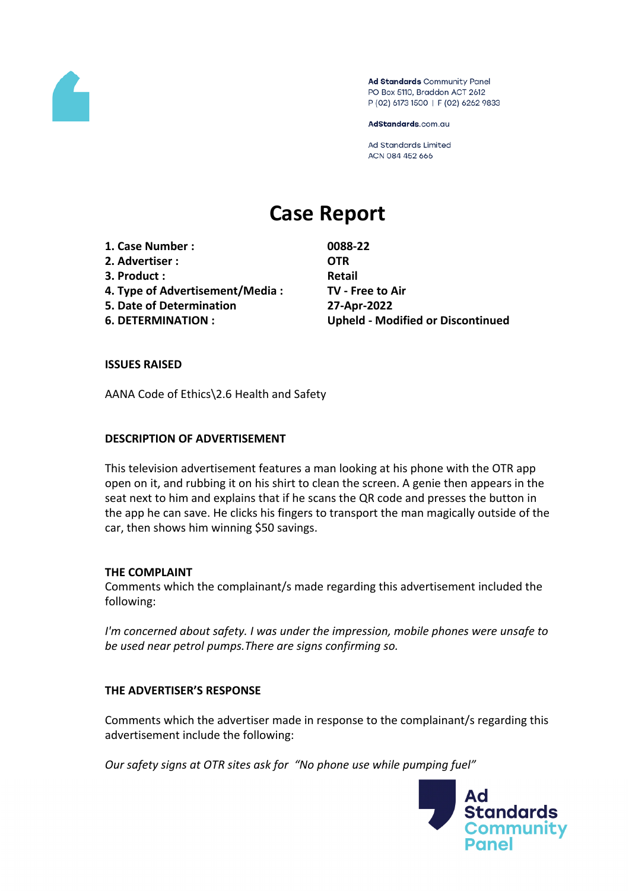Ad Standards Community Panel
PO Box 5110, Braddon ACT 2612
P (02) 6173 1500 | F (02) 6262 9833

AdStandards.com.au

Ad Standards Limited
ACN 084 452 666

# Case Report

| | |
|---|---|
| **1. Case Number :** | **0088-22** |
| **2. Advertiser :** | **OTR** |
| **3. Product :** | **Retail** |
| **4. Type of Advertisement/Media :** | **TV - Free to Air** |
| **5. Date of Determination** | **27-Apr-2022** |
| **6. DETERMINATION :** | **Upheld - Modified or Discontinued** |

**ISSUES RAISED**

AANA Code of Ethics\2.6 Health and Safety

**DESCRIPTION OF ADVERTISEMENT**

This television advertisement features a man looking at his phone with the OTR app open on it, and rubbing it on his shirt to clean the screen. A genie then appears in the seat next to him and explains that if he scans the QR code and presses the button in the app he can save. He clicks his fingers to transport the man magically outside of the car, then shows him winning $50 savings.

**THE COMPLAINT**

Comments which the complainant/s made regarding this advertisement included the following:

*I'm concerned about safety. I was under the impression, mobile phones were unsafe to be used near petrol pumps.There are signs confirming so.*

**THE ADVERTISER'S RESPONSE**

Comments which the advertiser made in response to the complainant/s regarding this advertisement include the following:

*Our safety signs at OTR sites ask for "No phone use while pumping fuel"*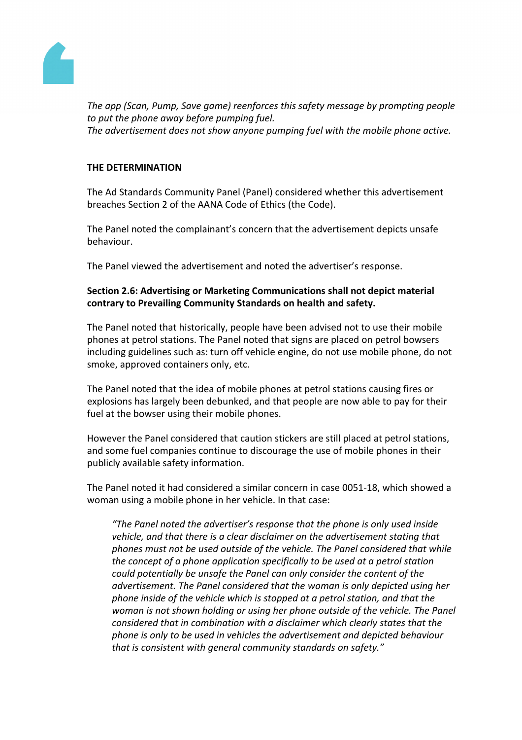*The app (Scan, Pump, Save game) reenforces this safety message by prompting people to put the phone away before pumping fuel.*
*The advertisement does not show anyone pumping fuel with the mobile phone active.*

**THE DETERMINATION**

The Ad Standards Community Panel (Panel) considered whether this advertisement breaches Section 2 of the AANA Code of Ethics (the Code).

The Panel noted the complainant's concern that the advertisement depicts unsafe behaviour.

The Panel viewed the advertisement and noted the advertiser's response.

**Section 2.6: Advertising or Marketing Communications shall not depict material contrary to Prevailing Community Standards on health and safety.**

The Panel noted that historically, people have been advised not to use their mobile phones at petrol stations. The Panel noted that signs are placed on petrol bowsers including guidelines such as: turn off vehicle engine, do not use mobile phone, do not smoke, approved containers only, etc.

The Panel noted that the idea of mobile phones at petrol stations causing fires or explosions has largely been debunked, and that people are now able to pay for their fuel at the bowser using their mobile phones.

However the Panel considered that caution stickers are still placed at petrol stations, and some fuel companies continue to discourage the use of mobile phones in their publicly available safety information.

The Panel noted it had considered a similar concern in case 0051-18, which showed a woman using a mobile phone in her vehicle. In that case:

> *"The Panel noted the advertiser's response that the phone is only used inside vehicle, and that there is a clear disclaimer on the advertisement stating that phones must not be used outside of the vehicle. The Panel considered that while the concept of a phone application specifically to be used at a petrol station could potentially be unsafe the Panel can only consider the content of the advertisement. The Panel considered that the woman is only depicted using her phone inside of the vehicle which is stopped at a petrol station, and that the woman is not shown holding or using her phone outside of the vehicle. The Panel considered that in combination with a disclaimer which clearly states that the phone is only to be used in vehicles the advertisement and depicted behaviour that is consistent with general community standards on safety."*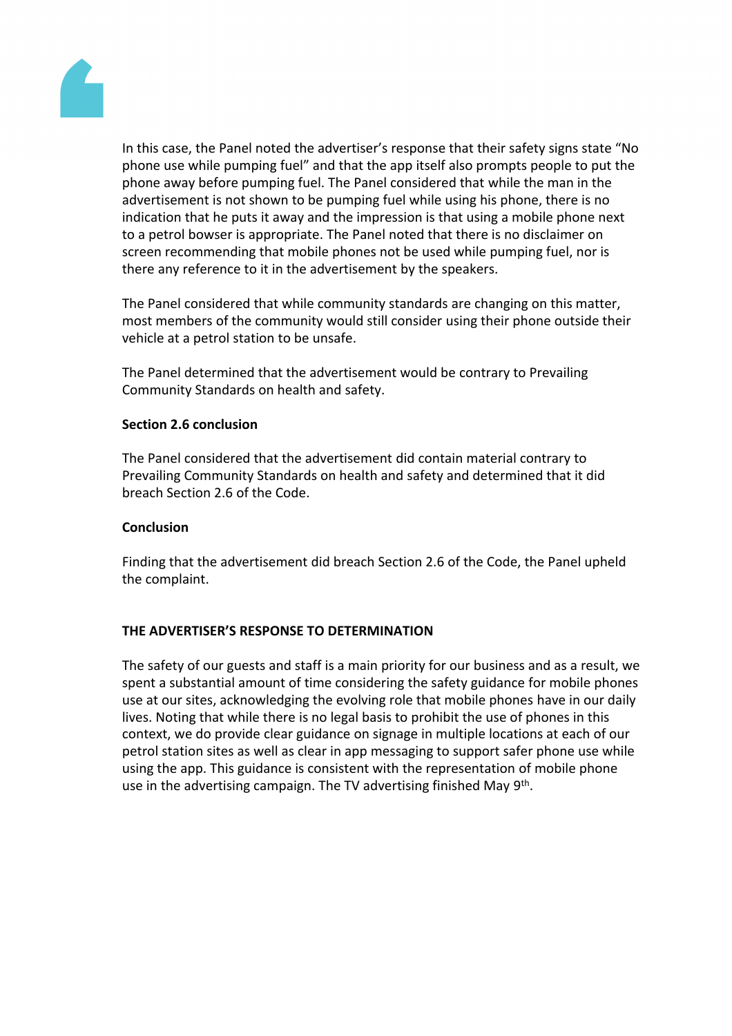In this case, the Panel noted the advertiser's response that their safety signs state "No phone use while pumping fuel" and that the app itself also prompts people to put the phone away before pumping fuel. The Panel considered that while the man in the advertisement is not shown to be pumping fuel while using his phone, there is no indication that he puts it away and the impression is that using a mobile phone next to a petrol bowser is appropriate. The Panel noted that there is no disclaimer on screen recommending that mobile phones not be used while pumping fuel, nor is there any reference to it in the advertisement by the speakers.

The Panel considered that while community standards are changing on this matter, most members of the community would still consider using their phone outside their vehicle at a petrol station to be unsafe.

The Panel determined that the advertisement would be contrary to Prevailing Community Standards on health and safety.

**Section 2.6 conclusion**

The Panel considered that the advertisement did contain material contrary to Prevailing Community Standards on health and safety and determined that it did breach Section 2.6 of the Code.

**Conclusion**

Finding that the advertisement did breach Section 2.6 of the Code, the Panel upheld the complaint.

**THE ADVERTISER'S RESPONSE TO DETERMINATION**

The safety of our guests and staff is a main priority for our business and as a result, we spent a substantial amount of time considering the safety guidance for mobile phones use at our sites, acknowledging the evolving role that mobile phones have in our daily lives. Noting that while there is no legal basis to prohibit the use of phones in this context, we do provide clear guidance on signage in multiple locations at each of our petrol station sites as well as clear in app messaging to support safer phone use while using the app. This guidance is consistent with the representation of mobile phone use in the advertising campaign. The TV advertising finished May 9th.